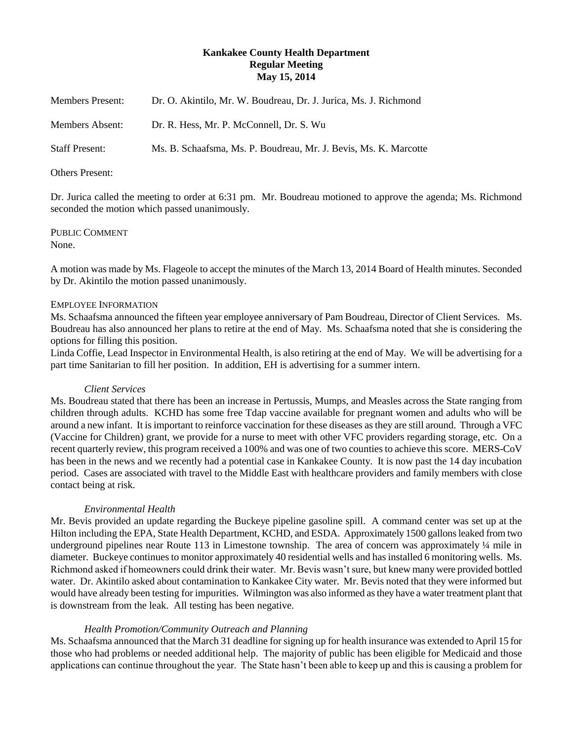**Kankakee County Health Department**
**Regular Meeting**
**May 15, 2014**

Members Present: Dr. O. Akintilo, Mr. W. Boudreau, Dr. J. Jurica, Ms. J. Richmond

Members Absent: Dr. R. Hess, Mr. P. McConnell, Dr. S. Wu

Staff Present: Ms. B. Schaafsma, Ms. P. Boudreau, Mr. J. Bevis, Ms. K. Marcotte

Others Present:

Dr. Jurica called the meeting to order at 6:31 pm. Mr. Boudreau motioned to approve the agenda; Ms. Richmond seconded the motion which passed unanimously.

PUBLIC COMMENT
None.

A motion was made by Ms. Flageole to accept the minutes of the March 13, 2014 Board of Health minutes. Seconded by Dr. Akintilo the motion passed unanimously.

EMPLOYEE INFORMATION
Ms. Schaafsma announced the fifteen year employee anniversary of Pam Boudreau, Director of Client Services. Ms. Boudreau has also announced her plans to retire at the end of May. Ms. Schaafsma noted that she is considering the options for filling this position.
Linda Coffie, Lead Inspector in Environmental Health, is also retiring at the end of May. We will be advertising for a part time Sanitarian to fill her position. In addition, EH is advertising for a summer intern.

*Client Services*
Ms. Boudreau stated that there has been an increase in Pertussis, Mumps, and Measles across the State ranging from children through adults. KCHD has some free Tdap vaccine available for pregnant women and adults who will be around a new infant. It is important to reinforce vaccination for these diseases as they are still around. Through a VFC (Vaccine for Children) grant, we provide for a nurse to meet with other VFC providers regarding storage, etc. On a recent quarterly review, this program received a 100% and was one of two counties to achieve this score. MERS-CoV has been in the news and we recently had a potential case in Kankakee County. It is now past the 14 day incubation period. Cases are associated with travel to the Middle East with healthcare providers and family members with close contact being at risk.

*Environmental Health*
Mr. Bevis provided an update regarding the Buckeye pipeline gasoline spill. A command center was set up at the Hilton including the EPA, State Health Department, KCHD, and ESDA. Approximately 1500 gallons leaked from two underground pipelines near Route 113 in Limestone township. The area of concern was approximately ¼ mile in diameter. Buckeye continues to monitor approximately 40 residential wells and has installed 6 monitoring wells. Ms. Richmond asked if homeowners could drink their water. Mr. Bevis wasn't sure, but knew many were provided bottled water. Dr. Akintilo asked about contamination to Kankakee City water. Mr. Bevis noted that they were informed but would have already been testing for impurities. Wilmington was also informed as they have a water treatment plant that is downstream from the leak. All testing has been negative.

*Health Promotion/Community Outreach and Planning*
Ms. Schaafsma announced that the March 31 deadline for signing up for health insurance was extended to April 15 for those who had problems or needed additional help. The majority of public has been eligible for Medicaid and those applications can continue throughout the year. The State hasn't been able to keep up and this is causing a problem for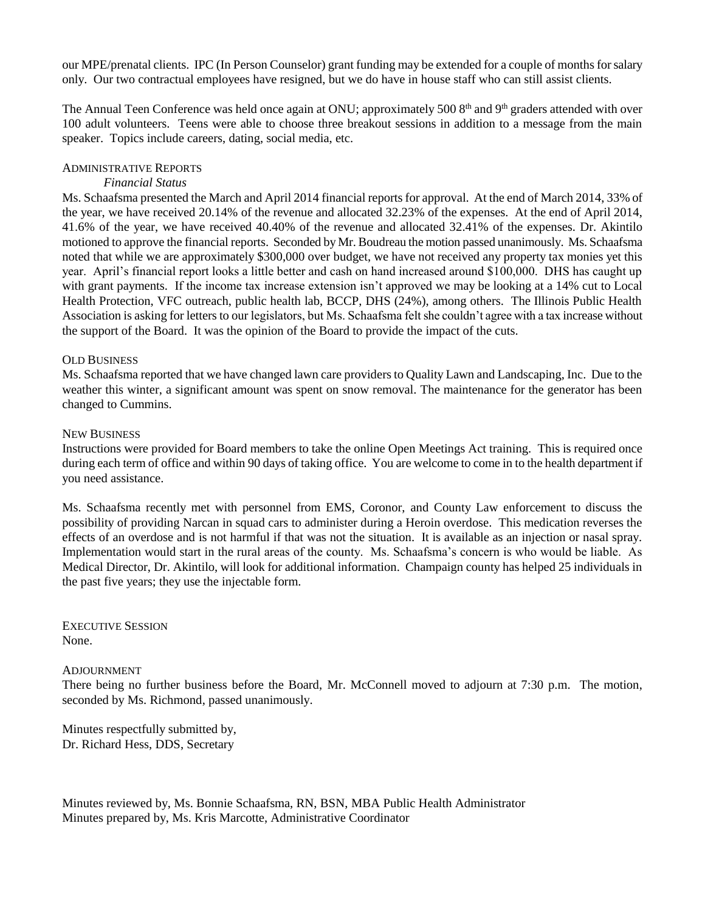our MPE/prenatal clients. IPC (In Person Counselor) grant funding may be extended for a couple of months for salary only. Our two contractual employees have resigned, but we do have in house staff who can still assist clients.

The Annual Teen Conference was held once again at ONU; approximately 500 8th and 9th graders attended with over 100 adult volunteers. Teens were able to choose three breakout sessions in addition to a message from the main speaker. Topics include careers, dating, social media, etc.

## Administrative Reports

*Financial Status*

Ms. Schaafsma presented the March and April 2014 financial reports for approval. At the end of March 2014, 33% of the year, we have received 20.14% of the revenue and allocated 32.23% of the expenses. At the end of April 2014, 41.6% of the year, we have received 40.40% of the revenue and allocated 32.41% of the expenses. Dr. Akintilo motioned to approve the financial reports. Seconded by Mr. Boudreau the motion passed unanimously. Ms. Schaafsma noted that while we are approximately $300,000 over budget, we have not received any property tax monies yet this year. April's financial report looks a little better and cash on hand increased around $100,000. DHS has caught up with grant payments. If the income tax increase extension isn't approved we may be looking at a 14% cut to Local Health Protection, VFC outreach, public health lab, BCCP, DHS (24%), among others. The Illinois Public Health Association is asking for letters to our legislators, but Ms. Schaafsma felt she couldn't agree with a tax increase without the support of the Board. It was the opinion of the Board to provide the impact of the cuts.

## Old Business

Ms. Schaafsma reported that we have changed lawn care providers to Quality Lawn and Landscaping, Inc. Due to the weather this winter, a significant amount was spent on snow removal. The maintenance for the generator has been changed to Cummins.

## New Business

Instructions were provided for Board members to take the online Open Meetings Act training. This is required once during each term of office and within 90 days of taking office. You are welcome to come in to the health department if you need assistance.

Ms. Schaafsma recently met with personnel from EMS, Coronor, and County Law enforcement to discuss the possibility of providing Narcan in squad cars to administer during a Heroin overdose. This medication reverses the effects of an overdose and is not harmful if that was not the situation. It is available as an injection or nasal spray. Implementation would start in the rural areas of the county. Ms. Schaafsma's concern is who would be liable. As Medical Director, Dr. Akintilo, will look for additional information. Champaign county has helped 25 individuals in the past five years; they use the injectable form.

## Executive Session

None.

## Adjournment

There being no further business before the Board, Mr. McConnell moved to adjourn at 7:30 p.m. The motion, seconded by Ms. Richmond, passed unanimously.

Minutes respectfully submitted by,
Dr. Richard Hess, DDS, Secretary

Minutes reviewed by, Ms. Bonnie Schaafsma, RN, BSN, MBA Public Health Administrator
Minutes prepared by, Ms. Kris Marcotte, Administrative Coordinator